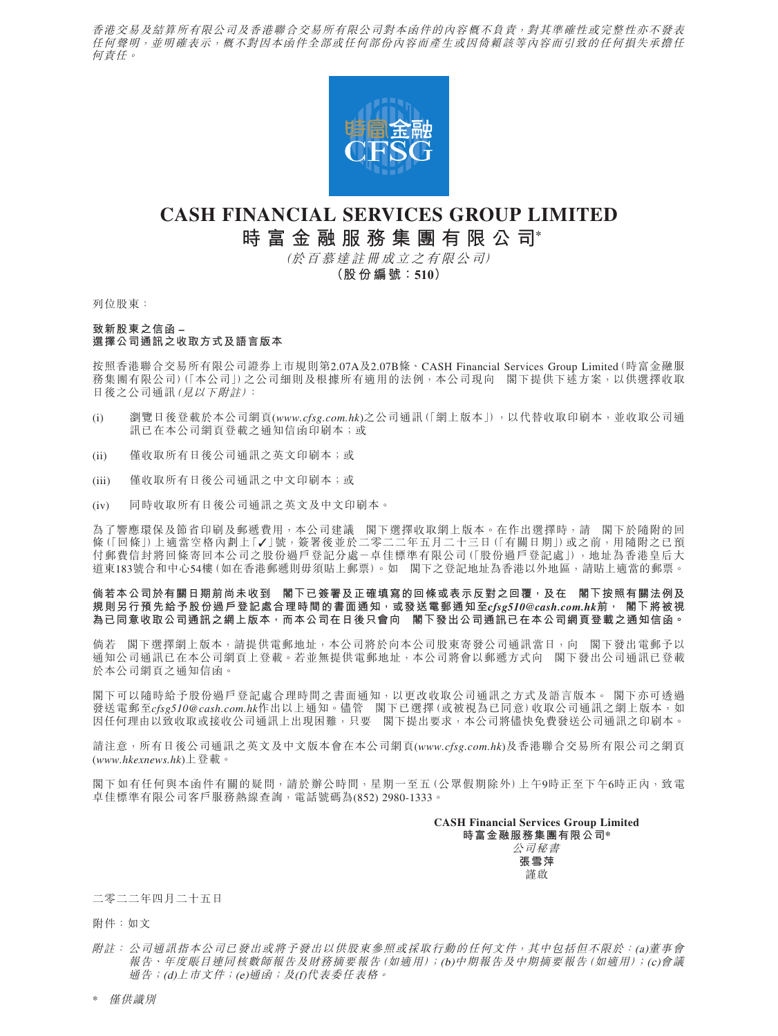*香港交易及結算所有限公司及香港聯合交易所有限公司對本函件的內容概不負責，對其準確性或完整性亦不發表任何聲明，並明確表示，概不對因本函件全部或任何部份內容而產生或因倚賴該等內容而引致的任何損失承擔任何責任。*

# CASH FINANCIAL SERVICES GROUP LIMITED
# 時富金融服務集團有限公司*

*(於百慕達註冊成立之有限公司)*

**(股份編號：510)**

列位股東：

**致新股東之信函 –**
**選擇公司通訊之收取方式及語言版本**

按照香港聯合交易所有限公司證券上市規則第2.07A及2.07B條、CASH Financial Services Group Limited(時富金融服務集團有限公司)(「本公司」)之公司細則及根據所有適用的法例，本公司現向　閣下提供下述方案，以供選擇收取日後之公司通訊*(見以下附註)*：

(i) 瀏覽日後登載於本公司網頁(*www.cfsg.com.hk*)之公司通訊(「網上版本」)，以代替收取印刷本，並收取公司通訊已在本公司網頁登載之通知信函印刷本；或

(ii) 僅收取所有日後公司通訊之英文印刷本；或

(iii) 僅收取所有日後公司通訊之中文印刷本；或

(iv) 同時收取所有日後公司通訊之英文及中文印刷本。

為了響應環保及節省印刷及郵遞費用，本公司建議　閣下選擇收取網上版本。在作出選擇時，請　閣下於隨附的回條(「回條」)上適當空格內劃上「✓」號，簽署後並於二零二二年五月二十三日(「有關日期」)或之前，用隨附之已預付郵費信封將回條寄回本公司之股份過戶登記分處－卓佳標準有限公司(「股份過戶登記處」)，地址為香港皇后大道東183號合和中心54樓(如在香港郵遞則毋須貼上郵票)。如　閣下之登記地址為香港以外地區，請貼上適當的郵票。

**倘若本公司於有關日期前尚未收到　閣下已簽署及正確填寫的回條或表示反對之回覆，及在　閣下按照有關法例及規則另行預先給予股份過戶登記處合理時間的書面通知，或發送電郵通知至*cfsg510@cash.com.hk*前，　閣下將被視為已同意收取公司通訊之網上版本，而本公司在日後只會向　閣下發出公司通訊已在本公司網頁登載之通知信函。**

倘若　閣下選擇網上版本，請提供電郵地址，本公司將於向本公司股東寄發公司通訊當日，向　閣下發出電郵予以通知公司通訊已在本公司網頁上登載。若並無提供電郵地址，本公司將會以郵遞方式向　閣下發出公司通訊已登載於本公司網頁之通知信函。

閣下可以隨時給予股份過戶登記處合理時間之書面通知，以更改收取公司通訊之方式及語言版本。閣下亦可透過發送電郵至*cfsg510@cash.com.hk*作出以上通知。儘管　閣下已選擇(或被視為已同意)收取公司通訊之網上版本，如因任何理由以致收取或接收公司通訊上出現困難，只要　閣下提出要求，本公司將儘快免費發送公司通訊之印刷本。

請注意，所有日後公司通訊之英文及中文版本會在本公司網頁(*www.cfsg.com.hk*)及香港聯合交易所有限公司之網頁(*www.hkexnews.hk*)上登載。

閣下如有任何與本函件有關的疑問，請於辦公時間，星期一至五(公眾假期除外)上午9時正至下午6時正內，致電卓佳標準有限公司客戶服務熱線查詢，電話號碼為(852) 2980-1333。

**CASH Financial Services Group Limited**
**時富金融服務集團有限公司***
*公司秘書*
**張雪萍**
謹啟

二零二二年四月二十五日

附件：如文

*附註：公司通訊指本公司已發出或將予發出以供股東參照或採取行動的任何文件，其中包括但不限於：(a)董事會報告、年度賬目連同核數師報告及財務摘要報告(如適用)；(b)中期報告及中期摘要報告(如適用)；(c)會議通告；(d)上市文件；(e)通函；及(f)代表委任表格。*

\* *僅供識別*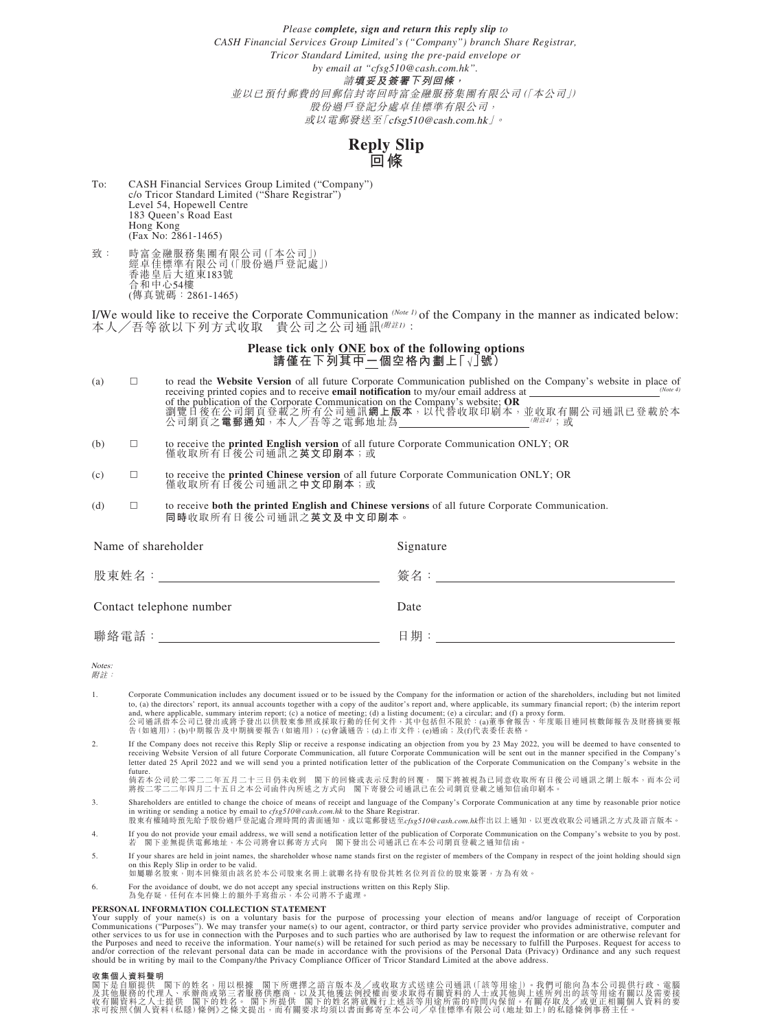*Please **complete, sign and return this reply slip** to*
*CASH Financial Services Group Limited's ("Company") branch Share Registrar,*
*Tricor Standard Limited, using the pre-paid envelope or*
*by email at "cfsg510@cash.com.hk".*
***請填妥及簽署下列回條，***
*並以已預付郵費的回郵信封寄回時富金融服務集團有限公司(「本公司」)*
*股份過戶登記分處卓佳標準有限公司，*
*或以電郵發送至「cfsg510@cash.com.hk」。*

# Reply Slip
# 回條

To: CASH Financial Services Group Limited ("Company")
c/o Tricor Standard Limited ("Share Registrar")
Level 54, Hopewell Centre
183 Queen's Road East
Hong Kong
(Fax No: 2861-1465)

致： 時富金融服務集團有限公司(「本公司」)
經卓佳標準有限公司(「股份過戶登記處」)
香港皇后大道東183號
合和中心54樓
(傳真號碼：2861-1465)

I/We would like to receive the Corporate Communication *(Note 1)* of the Company in the manner as indicated below:
本人╱吾等欲以下列方式收取　貴公司之公司通訊*(附註1)*：

**Please tick only ONE box of the following options**
**請僅在下列其中一個空格內劃上「√」號）**

(a) ☐ to read the **Website Version** of all future Corporate Communication published on the Company's website in place of receiving printed copies and to receive **email notification** to my/our email address at ______________________ *(Note 4)* of the publication of the Corporate Communication on the Company's website; **OR**
瀏覽日後在公司網頁登載之所有公司通訊**網上版本**，以代替收取印刷本，並收取有關公司通訊已登載於本公司網頁之**電郵通知**，本人╱吾等之電郵地址為______________________*(附註4)*；或

(b) ☐ to receive the **printed English version** of all future Corporate Communication ONLY; OR
僅收取所有日後公司通訊之**英文印刷本**；或

(c) ☐ to receive the **printed Chinese version** of all future Corporate Communication ONLY; OR
僅收取所有日後公司通訊之**中文印刷本**；或

(d) ☐ to receive **both the printed English and Chinese versions** of all future Corporate Communication.
**同時**收取所有日後公司通訊之**英文及中文印刷本**。

| | |
|---|---|
| Name of shareholder | Signature |
| 股東姓名：______________________ | 簽名：______________________ |
| Contact telephone number | Date |
| 聯絡電話：______________________ | 日期：______________________ |

*Notes:*
*附註：*

1. Corporate Communication includes any document issued or to be issued by the Company for the information or action of the shareholders, including but not limited to, (a) the directors' report, its annual accounts together with a copy of the auditor's report and, where applicable, its summary financial report; (b) the interim report and, where applicable, summary interim report; (c) a notice of meeting; (d) a listing document; (e) a circular; and (f) a proxy form.
公司通訊指本公司已發出或將予發出以供股東參照或採取行動的任何文件，其中包括但不限於：(a)董事會報告、年度賬目連同核數師報告及財務摘要報告(如適用)；(b)中期報告及中期摘要報告(如適用)；(c)會議通告；(d)上市文件；(e)通函；及(f)代表委任表格。

2. If the Company does not receive this Reply Slip or receive a response indicating an objection from you by 23 May 2022, you will be deemed to have consented to receiving Website Version of all future Corporate Communication, all future Corporate Communication will be sent out in the manner specified in the Company's letter dated 25 April 2022 and we will send you a printed notification letter of the publication of the Corporate Communication on the Company's website in the future.
倘若本公司於二零二二年五月二十三日仍未收到　閣下的回條或表示反對的回覆，　閣下將被視為已同意收取所有日後公司通訊之網上版本，而本公司將按二零二二年四月二十五日之本公司函件內所述之方式向　閣下寄發公司通訊已在公司網頁登載之通知信函印刷本。

3. Shareholders are entitled to change the choice of means of receipt and language of the Company's Corporate Communication at any time by reasonable prior notice in writing or sending a notice by email to *cfsg510@cash.com.hk* to the Share Registrar.
股東有權隨時預先給予股份過戶登記處合理時間的書面通知，或以電郵發送至*cfsg510@cash.com.hk*作出以上通知，以更改收取公司通訊之方式及語言版本。

4. If you do not provide your email address, we will send a notification letter of the publication of Corporate Communication on the Company's website to you by post.
若　閣下並無提供電郵地址，本公司將會以郵寄方式向　閣下發出公司通訊已在本公司網頁登載之通知信函。

5. If your shares are held in joint names, the shareholder whose name stands first on the register of members of the Company in respect of the joint holding should sign on this Reply Slip in order to be valid.
如屬聯名股東，則本回條須由該名於本公司股東名冊上就聯名持有股份其姓名位列首位的股東簽署，方為有效。

6. For the avoidance of doubt, we do not accept any special instructions written on this Reply Slip.
為免存疑，任何在本回條上的額外手寫指示，本公司將不予處理。

**PERSONAL INFORMATION COLLECTION STATEMENT**

Your supply of your name(s) is on a voluntary basis for the purpose of processing your election of means and/or language of receipt of Corporation Communications ("Purposes"). We may transfer your name(s) to our agent, contractor, or third party service provider who provides administrative, computer and other services to us for use in connection with the Purposes and to such parties who are authorised by law to request the information or are otherwise relevant for the Purposes and need to receive the information. Your name(s) will be retained for such period as may be necessary to fulfill the Purposes. Request for access to and/or correction of the relevant personal data can be made in accordance with the provisions of the Personal Data (Privacy) Ordinance and any such request should be in writing by mail to the Company/the Privacy Compliance Officer of Tricor Standard Limited at the above address.

**收集個人資料聲明**

閣下是自願提供　閣下的姓名，用以根據　閣下所選擇之語言版本及╱或收取方式送達公司通訊(「該等用途」)。我們可能向為本公司提供行政、電腦及其他服務的代理人、承辦商或第三者服務供應商，以及其他獲法例授權而要求取得有關資料的人士或其他與上述所列出的該等用途有關以及需要接收有關資料之人士提供　閣下的姓名。　閣下所提供　閣下的姓名將就履行上述該等用途所需的時間內保留。有關存取及╱或更正相關個人資料的要求可按照《個人資料(私隱)條例》之條文提出，而有關要求均須以書面郵寄至本公司╱卓佳標準有限公司(地址如上)的私隱條例事務主任。